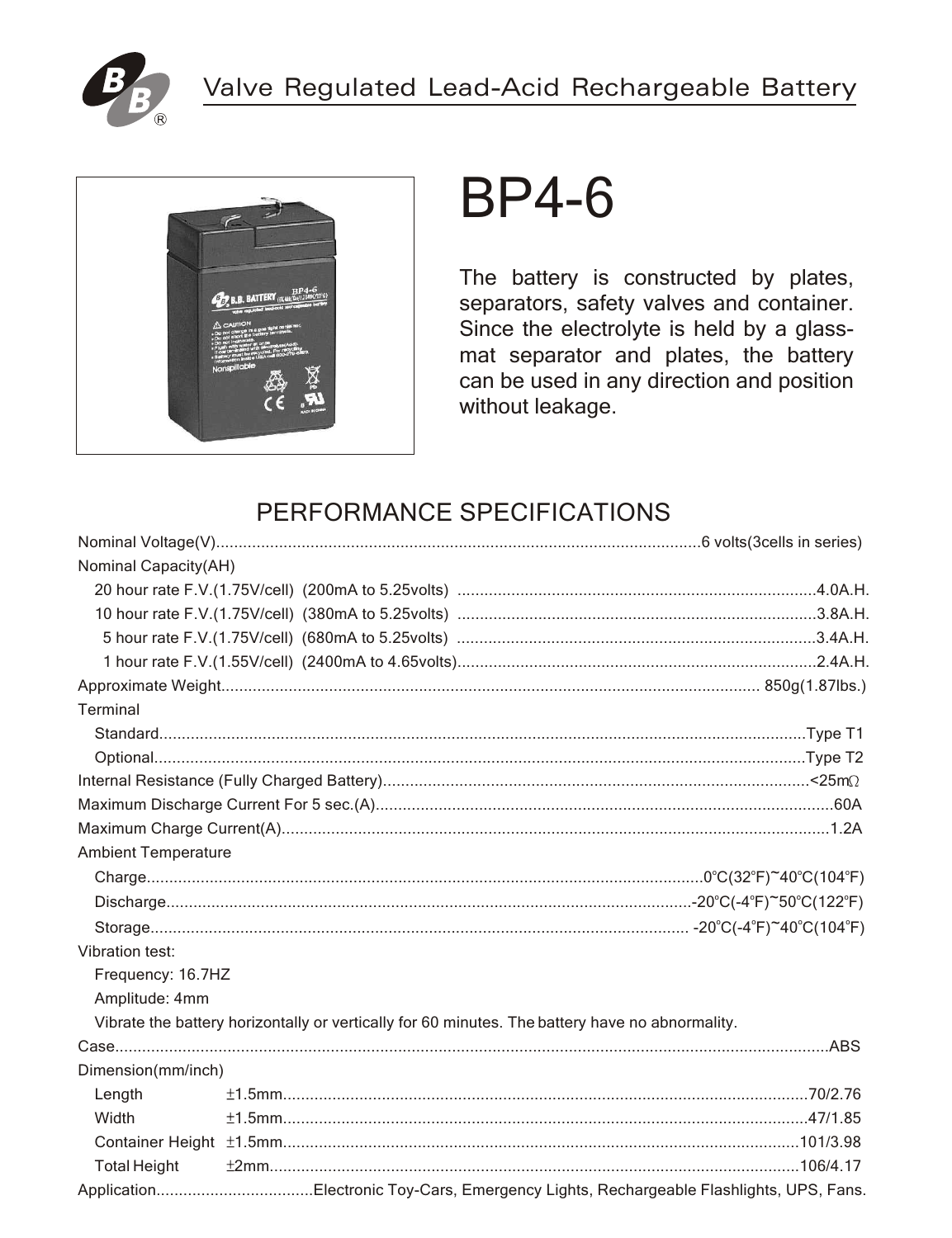Valve Regulated Lead-Acid Rechargeable Battery

# BP4-6

The battery is constructed by plates, separators, safety valves and container. Since the electrolyte is held by a glass-mat separator and plates, the battery can be used in any direction and position without leakage.

## PERFORMANCE SPECIFICATIONS

| Specification | Value |
|---|---|
| Nominal Voltage(V) | 6 volts(3cells in series) |
| **Nominal Capacity(AH)** | |
| 20 hour rate F.V.(1.75V/cell) (200mA to 5.25volts) | 4.0A.H. |
| 10 hour rate F.V.(1.75V/cell) (380mA to 5.25volts) | 3.8A.H. |
| 5 hour rate F.V.(1.75V/cell) (680mA to 5.25volts) | 3.4A.H. |
| 1 hour rate F.V.(1.55V/cell) (2400mA to 4.65volts) | 2.4A.H. |
| Approximate Weight | 850g(1.87lbs.) |
| **Terminal** | |
| Standard | Type T1 |
| Optional | Type T2 |
| Internal Resistance (Fully Charged Battery) | <25mΩ |
| Maximum Discharge Current For 5 sec.(A) | 60A |
| Maximum Charge Current(A) | 1.2A |
| **Ambient Temperature** | |
| Charge | 0°C(32°F)~40°C(104°F) |
| Discharge | -20°C(-4°F)~50°C(122°F) |
| Storage | -20°C(-4°F)~40°C(104°F) |

Vibration test:

Frequency: 16.7HZ

Amplitude: 4mm

Vibrate the battery horizontally or vertically for 60 minutes. The battery have no abnormality.

| Specification | Tolerance | Value |
|---|---|---|
| Case | | ABS |
| **Dimension(mm/inch)** | | |
| Length | ±1.5mm | 70/2.76 |
| Width | ±1.5mm | 47/1.85 |
| Container Height | ±1.5mm | 101/3.98 |
| Total Height | ±2mm | 106/4.17 |

Application: Electronic Toy-Cars, Emergency Lights, Rechargeable Flashlights, UPS, Fans.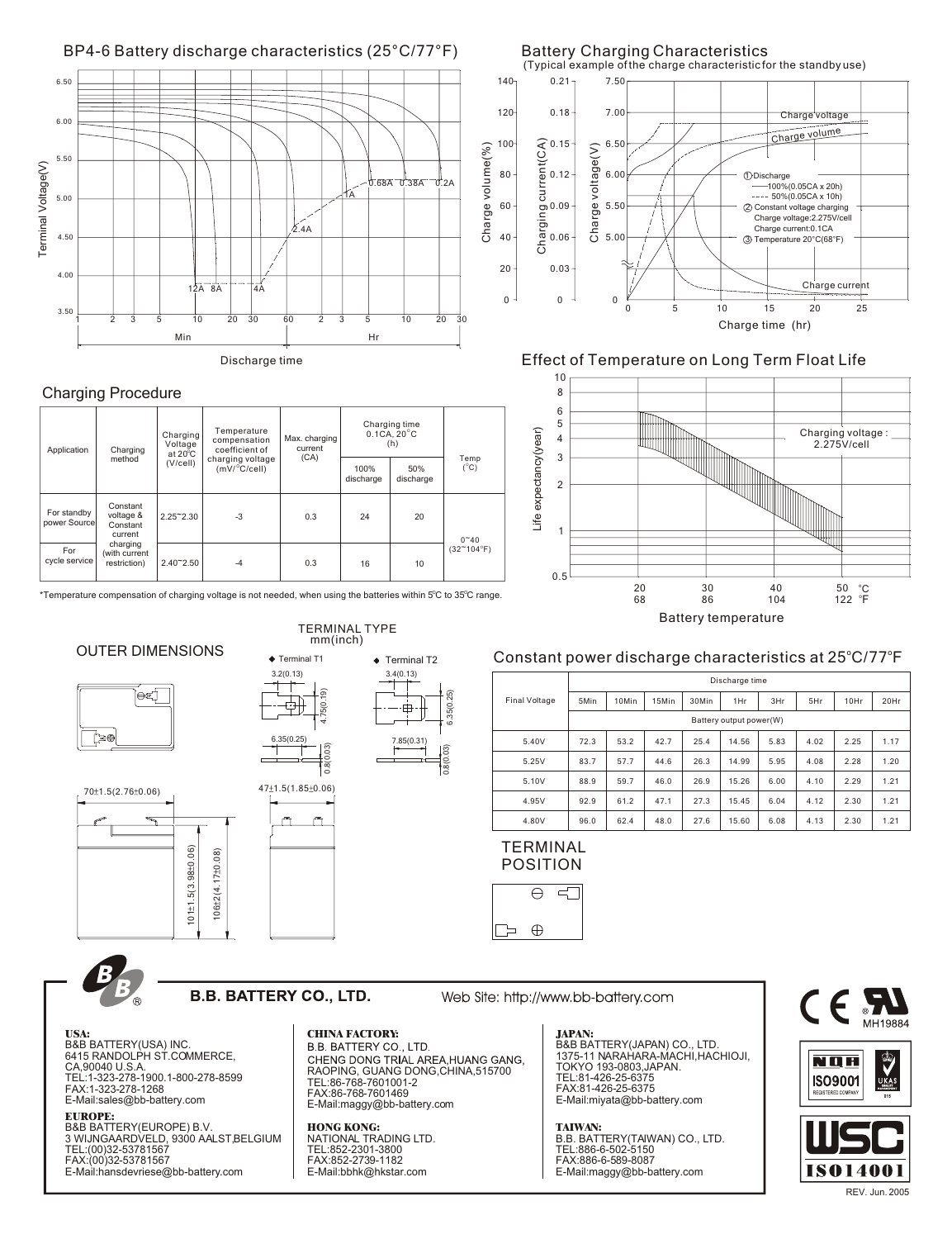## BP4-6 Battery discharge characteristics (25°C/77°F)

Terminal Voltage(V)

6.50
6.00
5.50
5.00
4.50
4.00
3.50

0.68A 0.38A 0.2A
1A
2.4A
12A 8A 4A

1 2 3 5 10 20 30 60 2 3 5 10 20 30

Min Hr

Discharge time

## Battery Charging Characteristics

(Typical example of the charge characteristic for the standby use)

Charge volume(%) Charging current(CA) Charge voltage(V)

140 0.21 7.50
120 0.18 7.00
100 0.15 6.50
80 0.12 6.00
60 0.09 5.50
40 0.06 5.00
20 0.03
0 0 0

Charge voltage
Charge volume
Charge current

① Discharge
100%(0.05CA x 20h)
50%(0.05CA x 10h)
② Constant voltage charging
Charge voltage:2.275V/cell
Charge current:0.1CA
③ Temperature 20°C(68°F)

0 5 10 15 20 25

Charge time (hr)

## Charging Procedure

| Application | Charging method | Charging Voltage at 20℃ (V/cell) | Temperature compensation coefficient of charging voltage (mV/°C/cell) | Max. charging current (CA) | Charging time 0.1CA, 20°C (h) | | Temp (°C) |
|---|---|---|---|---|---|---|---|
| | | | | | 100% discharge | 50% discharge | |
| For standby power Source | Constant voltage & Constant current charging (with current restriction) | 2.25~2.30 | -3 | 0.3 | 24 | 20 | 0~40 (32~104°F) |
| For cycle service | | 2.40~2.50 | -4 | 0.3 | 16 | 10 | |

*Temperature compensation of charging voltage is not needed, when using the batteries within 5℃ to 35℃ range.

## Effect of Temperature on Long Term Float Life

Life expectancy(year)

10
8
6
5
4
3
2
1
0.5

Charging voltage : 2.275V/cell

20 30 40 50 °C
68 86 104 122 °F

Battery temperature

## OUTER DIMENSIONS

70±1.5(2.76±0.06)

101±1.5(3.98±0.06)

106±2(4.17±0.08)

47±1.5(1.85±0.06)

## TERMINAL TYPE

mm(inch)

◆ Terminal T1

3.2(0.13)

4.75(0.19)

6.35(0.25)

0.8(0.03)

◆ Terminal T2

3.4(0.13)

6.35(0.25)

7.85(0.31)

0.8(0.03)

## Constant power discharge characteristics at 25°C/77°F

| Final Voltage | Discharge time | | | | | | | | |
|---|---|---|---|---|---|---|---|---|---|
| | 5Min | 10Min | 15Min | 30Min | 1Hr | 3Hr | 5Hr | 10Hr | 20Hr |
| | Battery output power(W) | | | | | | | | |
| 5.40V | 72.3 | 53.2 | 42.7 | 25.4 | 14.56 | 5.83 | 4.02 | 2.25 | 1.17 |
| 5.25V | 83.7 | 57.7 | 44.6 | 26.3 | 14.99 | 5.95 | 4.08 | 2.28 | 1.20 |
| 5.10V | 88.9 | 59.7 | 46.0 | 26.9 | 15.26 | 6.00 | 4.10 | 2.29 | 1.21 |
| 4.95V | 92.9 | 61.2 | 47.1 | 27.3 | 15.45 | 6.04 | 4.12 | 2.30 | 1.21 |
| 4.80V | 96.0 | 62.4 | 48.0 | 27.6 | 15.60 | 6.08 | 4.13 | 2.30 | 1.21 |

## TERMINAL POSITION

⊖ ⊕

---

**B.B. BATTERY CO., LTD.** Web Site: http://www.bb-battery.com

**USA:**
B&B BATTERY(USA) INC.
6415 RANDOLPH ST.COMMERCE, CA,90040 U.S.A.
TEL:1-323-278-1900.1-800-278-8599
FAX:1-323-278-1268
E-Mail:sales@bb-battery.com

**EUROPE:**
B&B BATTERY(EUROPE) B.V.
3 WIJNGAARDVELD, 9300 AALST,BELGIUM
TEL:(00)32-53781567
FAX:(00)32-53781567
E-Mail:hansdevriese@bb-battery.com

**CHINA FACTORY:**
B.B. BATTERY CO., LTD.
CHENG DONG TRIAL AREA,HUANG GANG, RAOPING, GUANG DONG,CHINA,515700
TEL:86-768-7601001-2
FAX:86-768-7601469
E-Mail:maggy@bb-battery.com

**HONG KONG:**
NATIONAL TRADING LTD.
TEL:852-2301-3800
FAX:852-2739-1182
E-Mail:bbhk@hkstar.com

**JAPAN:**
B&B BATTERY(JAPAN) CO., LTD.
1375-11 NARAHARA-MACHI,HACHIOJI, TOKYO 193-0803,JAPAN.
TEL:81-426-25-6375
FAX:81-426-25-6375
E-Mail:miyata@bb-battery.com

**TAIWAN:**
B.B. BATTERY(TAIWAN) CO., LTD.
TEL:886-6-502-5150
FAX:886-6-589-8087
E-Mail:maggy@bb-battery.com

MH19884

ISO9001

ISO14001

REV. Jun. 2005